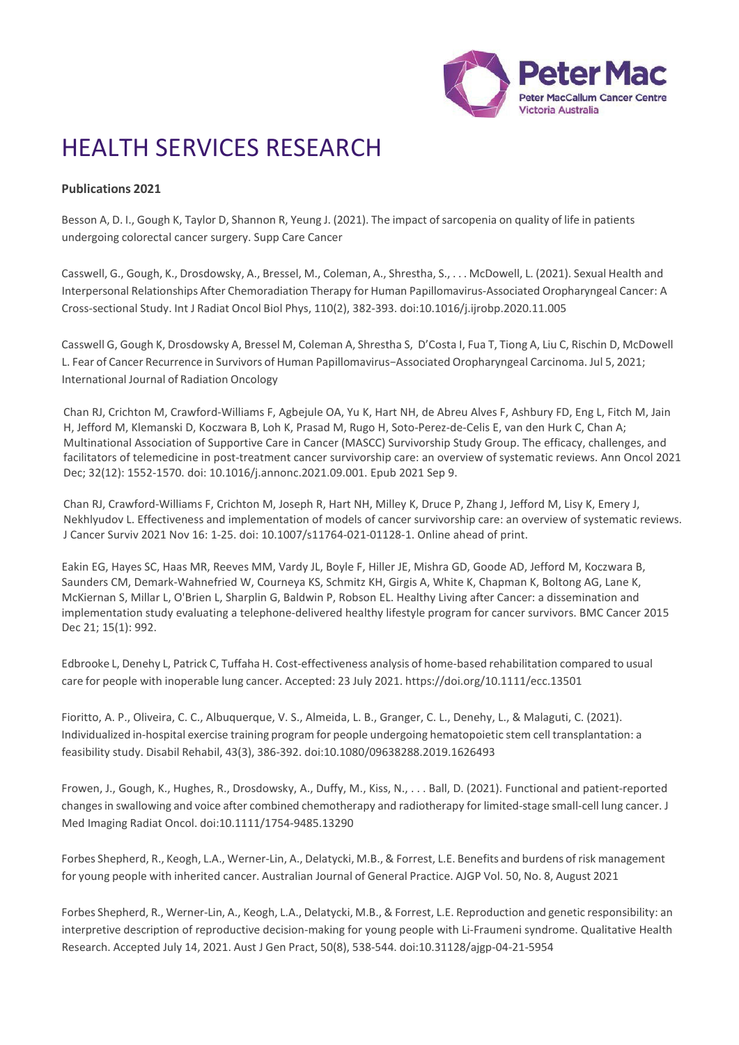# HEALTH SERVICES RESEARCH

**Publications 2021**

Besson A, D. I., Gough K, Taylor D, Shannon R, Yeung J. (2021). The impact of sarcopenia on quality of life in patients undergoing colorectal cancer surgery. Supp Care Cancer

Casswell, G., Gough, K., Drosdowsky, A., Bressel, M., Coleman, A., Shrestha, S., . . . McDowell, L. (2021). Sexual Health and Interpersonal Relationships After Chemoradiation Therapy for Human Papillomavirus-Associated Oropharyngeal Cancer: A Cross-sectional Study. Int J Radiat Oncol Biol Phys, 110(2), 382-393. doi:10.1016/j.ijrobp.2020.11.005

Casswell G, Gough K, Drosdowsky A, Bressel M, Coleman A, Shrestha S, D'Costa I, Fua T, Tiong A, Liu C, Rischin D, McDowell L. Fear of Cancer Recurrence in Survivors of Human Papillomavirus–Associated Oropharyngeal Carcinoma. Jul 5, 2021; International Journal of Radiation Oncology

Chan RJ, Crichton M, Crawford-Williams F, Agbejule OA, Yu K, Hart NH, de Abreu Alves F, Ashbury FD, Eng L, Fitch M, Jain H, Jefford M, Klemanski D, Koczwara B, Loh K, Prasad M, Rugo H, Soto-Perez-de-Celis E, van den Hurk C, Chan A; Multinational Association of Supportive Care in Cancer (MASCC) Survivorship Study Group. The efficacy, challenges, and facilitators of telemedicine in post-treatment cancer survivorship care: an overview of systematic reviews. Ann Oncol 2021 Dec; 32(12): 1552-1570. doi: 10.1016/j.annonc.2021.09.001. Epub 2021 Sep 9.

Chan RJ, Crawford-Williams F, Crichton M, Joseph R, Hart NH, Milley K, Druce P, Zhang J, Jefford M, Lisy K, Emery J, Nekhlyudov L. Effectiveness and implementation of models of cancer survivorship care: an overview of systematic reviews. J Cancer Surviv 2021 Nov 16: 1-25. doi: 10.1007/s11764-021-01128-1. Online ahead of print.

Eakin EG, Hayes SC, Haas MR, Reeves MM, Vardy JL, Boyle F, Hiller JE, Mishra GD, Goode AD, Jefford M, Koczwara B, Saunders CM, Demark-Wahnefried W, Courneya KS, Schmitz KH, Girgis A, White K, Chapman K, Boltong AG, Lane K, McKiernan S, Millar L, O'Brien L, Sharplin G, Baldwin P, Robson EL. Healthy Living after Cancer: a dissemination and implementation study evaluating a telephone-delivered healthy lifestyle program for cancer survivors. BMC Cancer 2015 Dec 21; 15(1): 992.

Edbrooke L, Denehy L, Patrick C, Tuffaha H. Cost-effectiveness analysis of home-based rehabilitation compared to usual care for people with inoperable lung cancer. Accepted: 23 July 2021. https://doi.org/10.1111/ecc.13501

Fioritto, A. P., Oliveira, C. C., Albuquerque, V. S., Almeida, L. B., Granger, C. L., Denehy, L., & Malaguti, C. (2021). Individualized in-hospital exercise training program for people undergoing hematopoietic stem cell transplantation: a feasibility study. Disabil Rehabil, 43(3), 386-392. doi:10.1080/09638288.2019.1626493

Frowen, J., Gough, K., Hughes, R., Drosdowsky, A., Duffy, M., Kiss, N., . . . Ball, D. (2021). Functional and patient-reported changes in swallowing and voice after combined chemotherapy and radiotherapy for limited-stage small-cell lung cancer. J Med Imaging Radiat Oncol. doi:10.1111/1754-9485.13290

Forbes Shepherd, R., Keogh, L.A., Werner-Lin, A., Delatycki, M.B., & Forrest, L.E. Benefits and burdens of risk management for young people with inherited cancer. Australian Journal of General Practice. AJGP Vol. 50, No. 8, August 2021

Forbes Shepherd, R., Werner-Lin, A., Keogh, L.A., Delatycki, M.B., & Forrest, L.E. Reproduction and genetic responsibility: an interpretive description of reproductive decision-making for young people with Li-Fraumeni syndrome. Qualitative Health Research. Accepted July 14, 2021. Aust J Gen Pract, 50(8), 538-544. doi:10.31128/ajgp-04-21-5954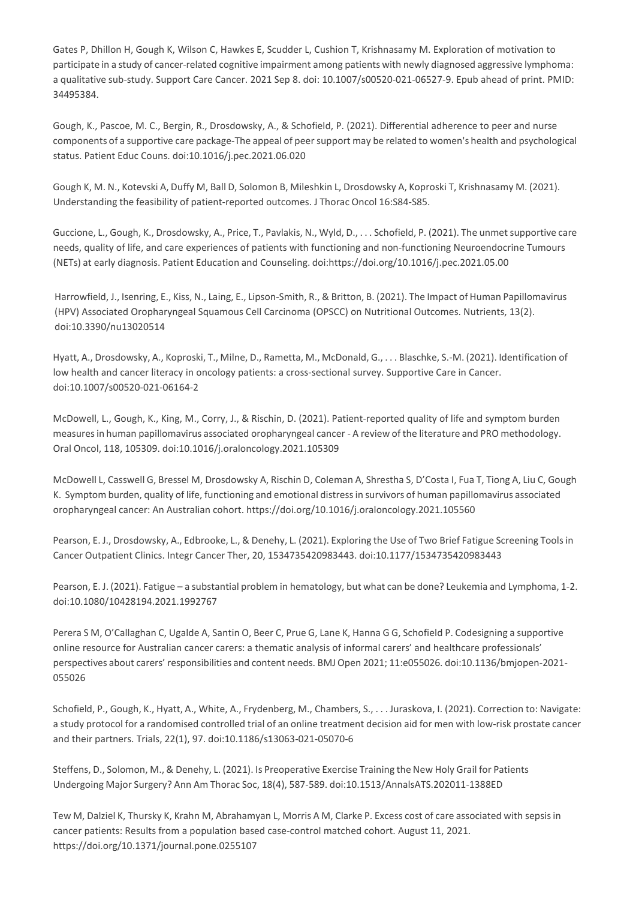Gates P, Dhillon H, Gough K, Wilson C, Hawkes E, Scudder L, Cushion T, Krishnasamy M. Exploration of motivation to participate in a study of cancer-related cognitive impairment among patients with newly diagnosed aggressive lymphoma: a qualitative sub-study. Support Care Cancer. 2021 Sep 8. doi: 10.1007/s00520-021-06527-9. Epub ahead of print. PMID: 34495384.

Gough, K., Pascoe, M. C., Bergin, R., Drosdowsky, A., & Schofield, P. (2021). Differential adherence to peer and nurse components of a supportive care package-The appeal of peer support may be related to women's health and psychological status. Patient Educ Couns. doi:10.1016/j.pec.2021.06.020

Gough K, M. N., Kotevski A, Duffy M, Ball D, Solomon B, Mileshkin L, Drosdowsky A, Koproski T, Krishnasamy M. (2021). Understanding the feasibility of patient-reported outcomes. J Thorac Oncol 16:S84-S85.

Guccione, L., Gough, K., Drosdowsky, A., Price, T., Pavlakis, N., Wyld, D., . . . Schofield, P. (2021). The unmet supportive care needs, quality of life, and care experiences of patients with functioning and non-functioning Neuroendocrine Tumours (NETs) at early diagnosis. Patient Education and Counseling. doi:https://doi.org/10.1016/j.pec.2021.05.00

Harrowfield, J., Isenring, E., Kiss, N., Laing, E., Lipson-Smith, R., & Britton, B. (2021). The Impact of Human Papillomavirus (HPV) Associated Oropharyngeal Squamous Cell Carcinoma (OPSCC) on Nutritional Outcomes. Nutrients, 13(2). doi:10.3390/nu13020514

Hyatt, A., Drosdowsky, A., Koproski, T., Milne, D., Rametta, M., McDonald, G., . . . Blaschke, S.-M. (2021). Identification of low health and cancer literacy in oncology patients: a cross-sectional survey. Supportive Care in Cancer. doi:10.1007/s00520-021-06164-2

McDowell, L., Gough, K., King, M., Corry, J., & Rischin, D. (2021). Patient-reported quality of life and symptom burden measures in human papillomavirus associated oropharyngeal cancer - A review of the literature and PRO methodology. Oral Oncol, 118, 105309. doi:10.1016/j.oraloncology.2021.105309

McDowell L, Casswell G, Bressel M, Drosdowsky A, Rischin D, Coleman A, Shrestha S, D'Costa I, Fua T, Tiong A, Liu C, Gough K. Symptom burden, quality of life, functioning and emotional distress in survivors of human papillomavirus associated oropharyngeal cancer: An Australian cohort. https://doi.org/10.1016/j.oraloncology.2021.105560

Pearson, E. J., Drosdowsky, A., Edbrooke, L., & Denehy, L. (2021). Exploring the Use of Two Brief Fatigue Screening Tools in Cancer Outpatient Clinics. Integr Cancer Ther, 20, 1534735420983443. doi:10.1177/1534735420983443

Pearson, E. J. (2021). Fatigue – a substantial problem in hematology, but what can be done? Leukemia and Lymphoma, 1-2. doi:10.1080/10428194.2021.1992767

Perera S M, O'Callaghan C, Ugalde A, Santin O, Beer C, Prue G, Lane K, Hanna G G, Schofield P. Codesigning a supportive online resource for Australian cancer carers: a thematic analysis of informal carers' and healthcare professionals' perspectives about carers' responsibilities and content needs. BMJ Open 2021; 11:e055026. doi:10.1136/bmjopen-2021-055026

Schofield, P., Gough, K., Hyatt, A., White, A., Frydenberg, M., Chambers, S., . . . Juraskova, I. (2021). Correction to: Navigate: a study protocol for a randomised controlled trial of an online treatment decision aid for men with low-risk prostate cancer and their partners. Trials, 22(1), 97. doi:10.1186/s13063-021-05070-6

Steffens, D., Solomon, M., & Denehy, L. (2021). Is Preoperative Exercise Training the New Holy Grail for Patients Undergoing Major Surgery? Ann Am Thorac Soc, 18(4), 587-589. doi:10.1513/AnnalsATS.202011-1388ED

Tew M, Dalziel K, Thursky K, Krahn M, Abrahamyan L, Morris A M, Clarke P. Excess cost of care associated with sepsis in cancer patients: Results from a population based case-control matched cohort. August 11, 2021. https://doi.org/10.1371/journal.pone.0255107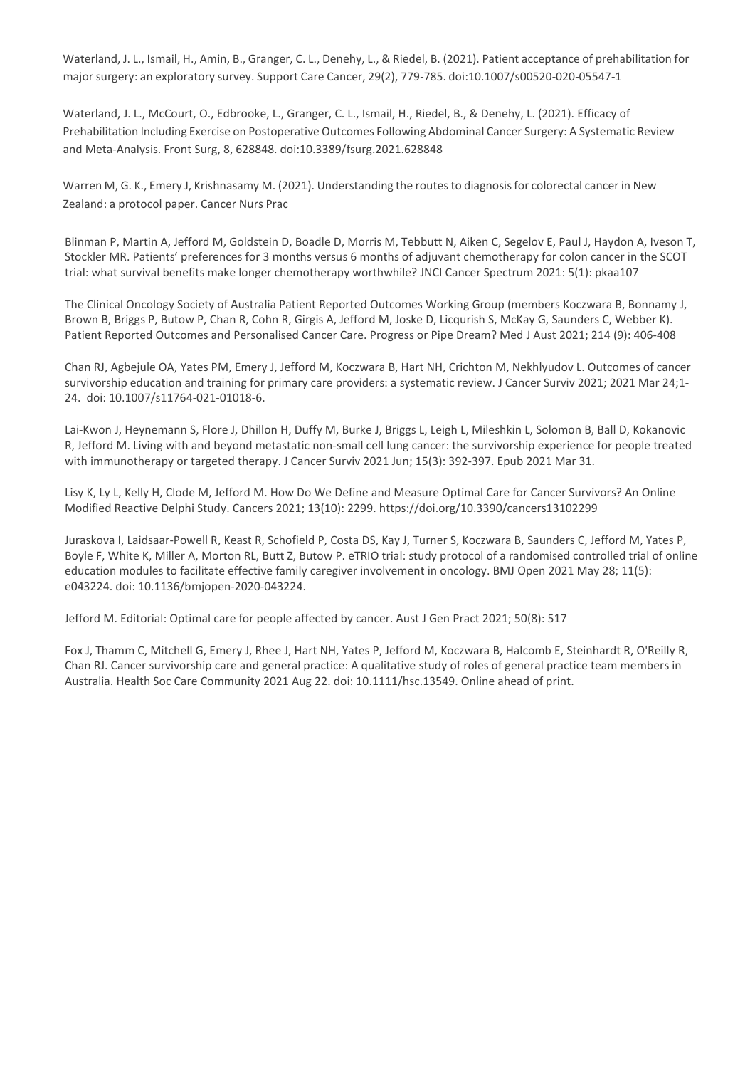Waterland, J. L., Ismail, H., Amin, B., Granger, C. L., Denehy, L., & Riedel, B. (2021). Patient acceptance of prehabilitation for major surgery: an exploratory survey. Support Care Cancer, 29(2), 779-785. doi:10.1007/s00520-020-05547-1

Waterland, J. L., McCourt, O., Edbrooke, L., Granger, C. L., Ismail, H., Riedel, B., & Denehy, L. (2021). Efficacy of Prehabilitation Including Exercise on Postoperative Outcomes Following Abdominal Cancer Surgery: A Systematic Review and Meta-Analysis. Front Surg, 8, 628848. doi:10.3389/fsurg.2021.628848

Warren M, G. K., Emery J, Krishnasamy M. (2021). Understanding the routes to diagnosis for colorectal cancer in New Zealand: a protocol paper. Cancer Nurs Prac

Blinman P, Martin A, Jefford M, Goldstein D, Boadle D, Morris M, Tebbutt N, Aiken C, Segelov E, Paul J, Haydon A, Iveson T, Stockler MR. Patients' preferences for 3 months versus 6 months of adjuvant chemotherapy for colon cancer in the SCOT trial: what survival benefits make longer chemotherapy worthwhile? JNCI Cancer Spectrum 2021: 5(1): pkaa107

The Clinical Oncology Society of Australia Patient Reported Outcomes Working Group (members Koczwara B, Bonnamy J, Brown B, Briggs P, Butow P, Chan R, Cohn R, Girgis A, Jefford M, Joske D, Licqurish S, McKay G, Saunders C, Webber K). Patient Reported Outcomes and Personalised Cancer Care. Progress or Pipe Dream? Med J Aust 2021; 214 (9): 406-408

Chan RJ, Agbejule OA, Yates PM, Emery J, Jefford M, Koczwara B, Hart NH, Crichton M, Nekhlyudov L. Outcomes of cancer survivorship education and training for primary care providers: a systematic review. J Cancer Surviv 2021; 2021 Mar 24;1-24. doi: 10.1007/s11764-021-01018-6.

Lai-Kwon J, Heynemann S, Flore J, Dhillon H, Duffy M, Burke J, Briggs L, Leigh L, Mileshkin L, Solomon B, Ball D, Kokanovic R, Jefford M. Living with and beyond metastatic non-small cell lung cancer: the survivorship experience for people treated with immunotherapy or targeted therapy. J Cancer Surviv 2021 Jun; 15(3): 392-397. Epub 2021 Mar 31.

Lisy K, Ly L, Kelly H, Clode M, Jefford M. How Do We Define and Measure Optimal Care for Cancer Survivors? An Online Modified Reactive Delphi Study. Cancers 2021; 13(10): 2299. https://doi.org/10.3390/cancers13102299

Juraskova I, Laidsaar-Powell R, Keast R, Schofield P, Costa DS, Kay J, Turner S, Koczwara B, Saunders C, Jefford M, Yates P, Boyle F, White K, Miller A, Morton RL, Butt Z, Butow P. eTRIO trial: study protocol of a randomised controlled trial of online education modules to facilitate effective family caregiver involvement in oncology. BMJ Open 2021 May 28; 11(5): e043224. doi: 10.1136/bmjopen-2020-043224.

Jefford M. Editorial: Optimal care for people affected by cancer. Aust J Gen Pract 2021; 50(8): 517

Fox J, Thamm C, Mitchell G, Emery J, Rhee J, Hart NH, Yates P, Jefford M, Koczwara B, Halcomb E, Steinhardt R, O'Reilly R, Chan RJ. Cancer survivorship care and general practice: A qualitative study of roles of general practice team members in Australia. Health Soc Care Community 2021 Aug 22. doi: 10.1111/hsc.13549. Online ahead of print.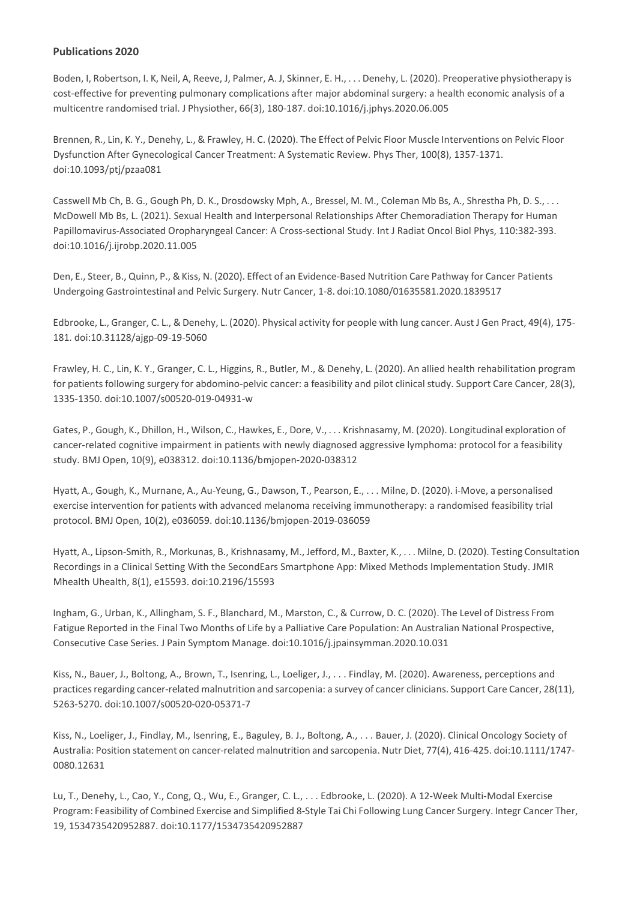**Publications 2020**

Boden, I, Robertson, I. K, Neil, A, Reeve, J, Palmer, A. J, Skinner, E. H., . . . Denehy, L. (2020). Preoperative physiotherapy is cost-effective for preventing pulmonary complications after major abdominal surgery: a health economic analysis of a multicentre randomised trial. J Physiother, 66(3), 180-187. doi:10.1016/j.jphys.2020.06.005

Brennen, R., Lin, K. Y., Denehy, L., & Frawley, H. C. (2020). The Effect of Pelvic Floor Muscle Interventions on Pelvic Floor Dysfunction After Gynecological Cancer Treatment: A Systematic Review. Phys Ther, 100(8), 1357-1371. doi:10.1093/ptj/pzaa081

Casswell Mb Ch, B. G., Gough Ph, D. K., Drosdowsky Mph, A., Bressel, M. M., Coleman Mb Bs, A., Shrestha Ph, D. S., . . . McDowell Mb Bs, L. (2021). Sexual Health and Interpersonal Relationships After Chemoradiation Therapy for Human Papillomavirus-Associated Oropharyngeal Cancer: A Cross-sectional Study. Int J Radiat Oncol Biol Phys, 110:382-393. doi:10.1016/j.ijrobp.2020.11.005

Den, E., Steer, B., Quinn, P., & Kiss, N. (2020). Effect of an Evidence-Based Nutrition Care Pathway for Cancer Patients Undergoing Gastrointestinal and Pelvic Surgery. Nutr Cancer, 1-8. doi:10.1080/01635581.2020.1839517

Edbrooke, L., Granger, C. L., & Denehy, L. (2020). Physical activity for people with lung cancer. Aust J Gen Pract, 49(4), 175-181. doi:10.31128/ajgp-09-19-5060

Frawley, H. C., Lin, K. Y., Granger, C. L., Higgins, R., Butler, M., & Denehy, L. (2020). An allied health rehabilitation program for patients following surgery for abdomino-pelvic cancer: a feasibility and pilot clinical study. Support Care Cancer, 28(3), 1335-1350. doi:10.1007/s00520-019-04931-w

Gates, P., Gough, K., Dhillon, H., Wilson, C., Hawkes, E., Dore, V., . . . Krishnasamy, M. (2020). Longitudinal exploration of cancer-related cognitive impairment in patients with newly diagnosed aggressive lymphoma: protocol for a feasibility study. BMJ Open, 10(9), e038312. doi:10.1136/bmjopen-2020-038312

Hyatt, A., Gough, K., Murnane, A., Au-Yeung, G., Dawson, T., Pearson, E., . . . Milne, D. (2020). i-Move, a personalised exercise intervention for patients with advanced melanoma receiving immunotherapy: a randomised feasibility trial protocol. BMJ Open, 10(2), e036059. doi:10.1136/bmjopen-2019-036059

Hyatt, A., Lipson-Smith, R., Morkunas, B., Krishnasamy, M., Jefford, M., Baxter, K., . . . Milne, D. (2020). Testing Consultation Recordings in a Clinical Setting With the SecondEars Smartphone App: Mixed Methods Implementation Study. JMIR Mhealth Uhealth, 8(1), e15593. doi:10.2196/15593

Ingham, G., Urban, K., Allingham, S. F., Blanchard, M., Marston, C., & Currow, D. C. (2020). The Level of Distress From Fatigue Reported in the Final Two Months of Life by a Palliative Care Population: An Australian National Prospective, Consecutive Case Series. J Pain Symptom Manage. doi:10.1016/j.jpainsymman.2020.10.031

Kiss, N., Bauer, J., Boltong, A., Brown, T., Isenring, L., Loeliger, J., . . . Findlay, M. (2020). Awareness, perceptions and practices regarding cancer-related malnutrition and sarcopenia: a survey of cancer clinicians. Support Care Cancer, 28(11), 5263-5270. doi:10.1007/s00520-020-05371-7

Kiss, N., Loeliger, J., Findlay, M., Isenring, E., Baguley, B. J., Boltong, A., . . . Bauer, J. (2020). Clinical Oncology Society of Australia: Position statement on cancer-related malnutrition and sarcopenia. Nutr Diet, 77(4), 416-425. doi:10.1111/1747-0080.12631

Lu, T., Denehy, L., Cao, Y., Cong, Q., Wu, E., Granger, C. L., . . . Edbrooke, L. (2020). A 12-Week Multi-Modal Exercise Program: Feasibility of Combined Exercise and Simplified 8-Style Tai Chi Following Lung Cancer Surgery. Integr Cancer Ther, 19, 1534735420952887. doi:10.1177/1534735420952887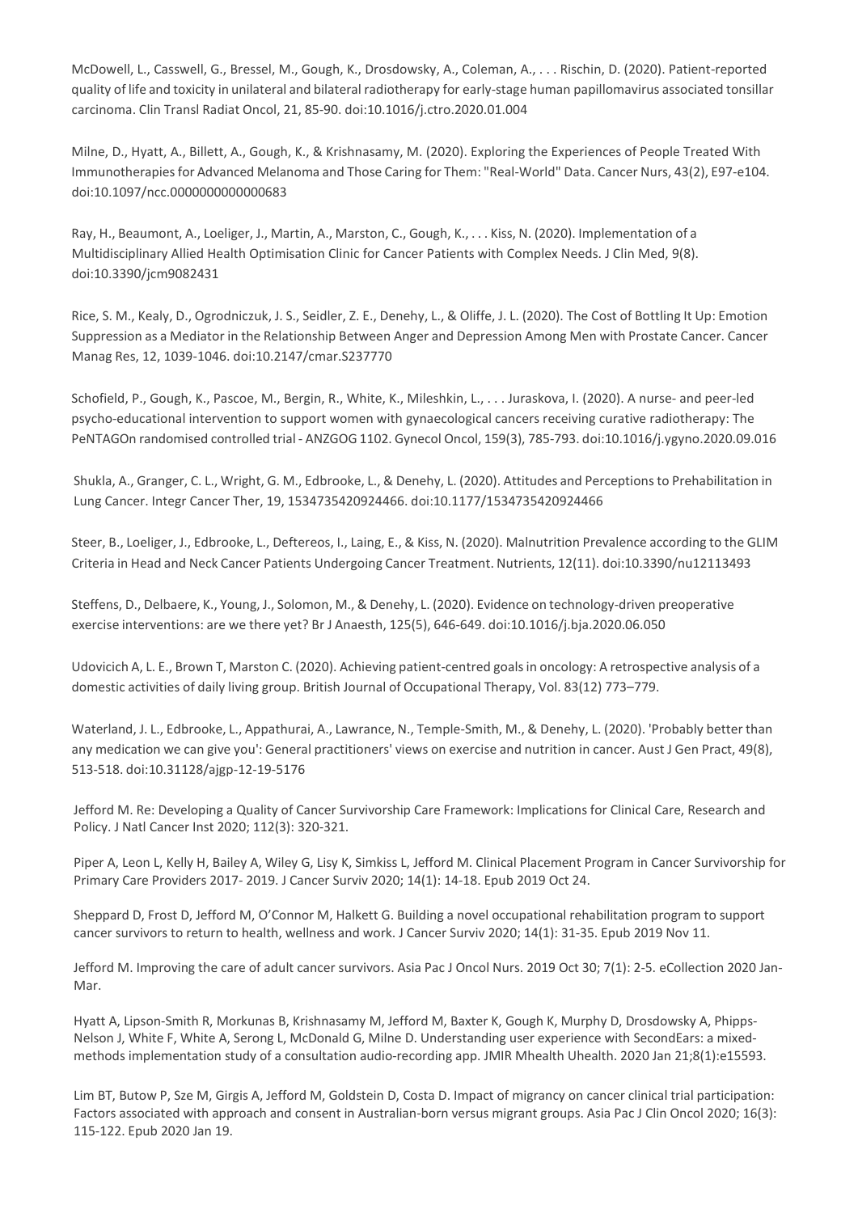McDowell, L., Casswell, G., Bressel, M., Gough, K., Drosdowsky, A., Coleman, A., . . . Rischin, D. (2020). Patient-reported quality of life and toxicity in unilateral and bilateral radiotherapy for early-stage human papillomavirus associated tonsillar carcinoma. Clin Transl Radiat Oncol, 21, 85-90. doi:10.1016/j.ctro.2020.01.004

Milne, D., Hyatt, A., Billett, A., Gough, K., & Krishnasamy, M. (2020). Exploring the Experiences of People Treated With Immunotherapies for Advanced Melanoma and Those Caring for Them: "Real-World" Data. Cancer Nurs, 43(2), E97-e104. doi:10.1097/ncc.0000000000000683

Ray, H., Beaumont, A., Loeliger, J., Martin, A., Marston, C., Gough, K., . . . Kiss, N. (2020). Implementation of a Multidisciplinary Allied Health Optimisation Clinic for Cancer Patients with Complex Needs. J Clin Med, 9(8). doi:10.3390/jcm9082431

Rice, S. M., Kealy, D., Ogrodniczuk, J. S., Seidler, Z. E., Denehy, L., & Oliffe, J. L. (2020). The Cost of Bottling It Up: Emotion Suppression as a Mediator in the Relationship Between Anger and Depression Among Men with Prostate Cancer. Cancer Manag Res, 12, 1039-1046. doi:10.2147/cmar.S237770

Schofield, P., Gough, K., Pascoe, M., Bergin, R., White, K., Mileshkin, L., . . . Juraskova, I. (2020). A nurse- and peer-led psycho-educational intervention to support women with gynaecological cancers receiving curative radiotherapy: The PeNTAGOn randomised controlled trial - ANZGOG 1102. Gynecol Oncol, 159(3), 785-793. doi:10.1016/j.ygyno.2020.09.016

Shukla, A., Granger, C. L., Wright, G. M., Edbrooke, L., & Denehy, L. (2020). Attitudes and Perceptions to Prehabilitation in Lung Cancer. Integr Cancer Ther, 19, 1534735420924466. doi:10.1177/1534735420924466

Steer, B., Loeliger, J., Edbrooke, L., Deftereos, I., Laing, E., & Kiss, N. (2020). Malnutrition Prevalence according to the GLIM Criteria in Head and Neck Cancer Patients Undergoing Cancer Treatment. Nutrients, 12(11). doi:10.3390/nu12113493

Steffens, D., Delbaere, K., Young, J., Solomon, M., & Denehy, L. (2020). Evidence on technology-driven preoperative exercise interventions: are we there yet? Br J Anaesth, 125(5), 646-649. doi:10.1016/j.bja.2020.06.050

Udovicich A, L. E., Brown T, Marston C. (2020). Achieving patient-centred goals in oncology: A retrospective analysis of a domestic activities of daily living group. British Journal of Occupational Therapy, Vol. 83(12) 773–779.

Waterland, J. L., Edbrooke, L., Appathurai, A., Lawrance, N., Temple-Smith, M., & Denehy, L. (2020). 'Probably better than any medication we can give you': General practitioners' views on exercise and nutrition in cancer. Aust J Gen Pract, 49(8), 513-518. doi:10.31128/ajgp-12-19-5176

Jefford M. Re: Developing a Quality of Cancer Survivorship Care Framework: Implications for Clinical Care, Research and Policy. J Natl Cancer Inst 2020; 112(3): 320-321.

Piper A, Leon L, Kelly H, Bailey A, Wiley G, Lisy K, Simkiss L, Jefford M. Clinical Placement Program in Cancer Survivorship for Primary Care Providers 2017- 2019. J Cancer Surviv 2020; 14(1): 14-18. Epub 2019 Oct 24.

Sheppard D, Frost D, Jefford M, O'Connor M, Halkett G. Building a novel occupational rehabilitation program to support cancer survivors to return to health, wellness and work. J Cancer Surviv 2020; 14(1): 31-35. Epub 2019 Nov 11.

Jefford M. Improving the care of adult cancer survivors. Asia Pac J Oncol Nurs. 2019 Oct 30; 7(1): 2-5. eCollection 2020 Jan-Mar.

Hyatt A, Lipson-Smith R, Morkunas B, Krishnasamy M, Jefford M, Baxter K, Gough K, Murphy D, Drosdowsky A, Phipps-Nelson J, White F, White A, Serong L, McDonald G, Milne D. Understanding user experience with SecondEars: a mixed-methods implementation study of a consultation audio-recording app. JMIR Mhealth Uhealth. 2020 Jan 21;8(1):e15593.

Lim BT, Butow P, Sze M, Girgis A, Jefford M, Goldstein D, Costa D. Impact of migrancy on cancer clinical trial participation: Factors associated with approach and consent in Australian-born versus migrant groups. Asia Pac J Clin Oncol 2020; 16(3): 115-122. Epub 2020 Jan 19.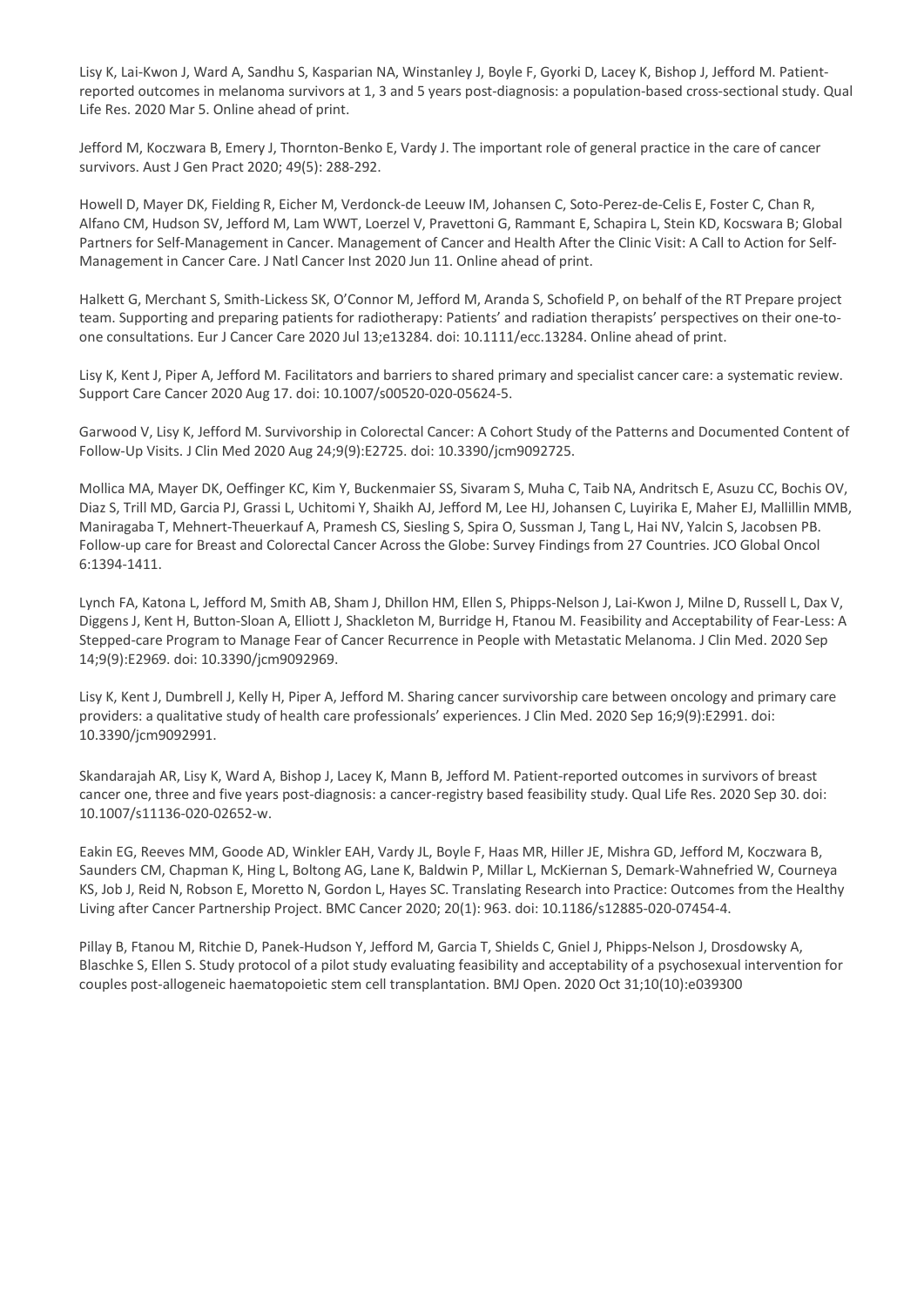Lisy K, Lai-Kwon J, Ward A, Sandhu S, Kasparian NA, Winstanley J, Boyle F, Gyorki D, Lacey K, Bishop J, Jefford M. Patient-reported outcomes in melanoma survivors at 1, 3 and 5 years post-diagnosis: a population-based cross-sectional study. Qual Life Res. 2020 Mar 5. Online ahead of print.

Jefford M, Koczwara B, Emery J, Thornton-Benko E, Vardy J. The important role of general practice in the care of cancer survivors. Aust J Gen Pract 2020; 49(5): 288-292.

Howell D, Mayer DK, Fielding R, Eicher M, Verdonck-de Leeuw IM, Johansen C, Soto-Perez-de-Celis E, Foster C, Chan R, Alfano CM, Hudson SV, Jefford M, Lam WWT, Loerzel V, Pravettoni G, Rammant E, Schapira L, Stein KD, Kocswara B; Global Partners for Self-Management in Cancer. Management of Cancer and Health After the Clinic Visit: A Call to Action for Self-Management in Cancer Care. J Natl Cancer Inst 2020 Jun 11. Online ahead of print.

Halkett G, Merchant S, Smith-Lickess SK, O'Connor M, Jefford M, Aranda S, Schofield P, on behalf of the RT Prepare project team. Supporting and preparing patients for radiotherapy: Patients' and radiation therapists' perspectives on their one-to-one consultations. Eur J Cancer Care 2020 Jul 13;e13284. doi: 10.1111/ecc.13284. Online ahead of print.

Lisy K, Kent J, Piper A, Jefford M. Facilitators and barriers to shared primary and specialist cancer care: a systematic review. Support Care Cancer 2020 Aug 17. doi: 10.1007/s00520-020-05624-5.

Garwood V, Lisy K, Jefford M. Survivorship in Colorectal Cancer: A Cohort Study of the Patterns and Documented Content of Follow-Up Visits. J Clin Med 2020 Aug 24;9(9):E2725. doi: 10.3390/jcm9092725.

Mollica MA, Mayer DK, Oeffinger KC, Kim Y, Buckenmaier SS, Sivaram S, Muha C, Taib NA, Andritsch E, Asuzu CC, Bochis OV, Diaz S, Trill MD, Garcia PJ, Grassi L, Uchitomi Y, Shaikh AJ, Jefford M, Lee HJ, Johansen C, Luyirika E, Maher EJ, Mallillin MMB, Maniragaba T, Mehnert-Theuerkauf A, Pramesh CS, Siesling S, Spira O, Sussman J, Tang L, Hai NV, Yalcin S, Jacobsen PB. Follow-up care for Breast and Colorectal Cancer Across the Globe: Survey Findings from 27 Countries. JCO Global Oncol 6:1394-1411.

Lynch FA, Katona L, Jefford M, Smith AB, Sham J, Dhillon HM, Ellen S, Phipps-Nelson J, Lai-Kwon J, Milne D, Russell L, Dax V, Diggens J, Kent H, Button-Sloan A, Elliott J, Shackleton M, Burridge H, Ftanou M. Feasibility and Acceptability of Fear-Less: A Stepped-care Program to Manage Fear of Cancer Recurrence in People with Metastatic Melanoma. J Clin Med. 2020 Sep 14;9(9):E2969. doi: 10.3390/jcm9092969.

Lisy K, Kent J, Dumbrell J, Kelly H, Piper A, Jefford M. Sharing cancer survivorship care between oncology and primary care providers: a qualitative study of health care professionals' experiences. J Clin Med. 2020 Sep 16;9(9):E2991. doi: 10.3390/jcm9092991.

Skandarajah AR, Lisy K, Ward A, Bishop J, Lacey K, Mann B, Jefford M. Patient-reported outcomes in survivors of breast cancer one, three and five years post-diagnosis: a cancer-registry based feasibility study. Qual Life Res. 2020 Sep 30. doi: 10.1007/s11136-020-02652-w.

Eakin EG, Reeves MM, Goode AD, Winkler EAH, Vardy JL, Boyle F, Haas MR, Hiller JE, Mishra GD, Jefford M, Koczwara B, Saunders CM, Chapman K, Hing L, Boltong AG, Lane K, Baldwin P, Millar L, McKiernan S, Demark-Wahnefried W, Courneya KS, Job J, Reid N, Robson E, Moretto N, Gordon L, Hayes SC. Translating Research into Practice: Outcomes from the Healthy Living after Cancer Partnership Project. BMC Cancer 2020; 20(1): 963. doi: 10.1186/s12885-020-07454-4.

Pillay B, Ftanou M, Ritchie D, Panek-Hudson Y, Jefford M, Garcia T, Shields C, Gniel J, Phipps-Nelson J, Drosdowsky A, Blaschke S, Ellen S. Study protocol of a pilot study evaluating feasibility and acceptability of a psychosexual intervention for couples post-allogeneic haematopoietic stem cell transplantation. BMJ Open. 2020 Oct 31;10(10):e039300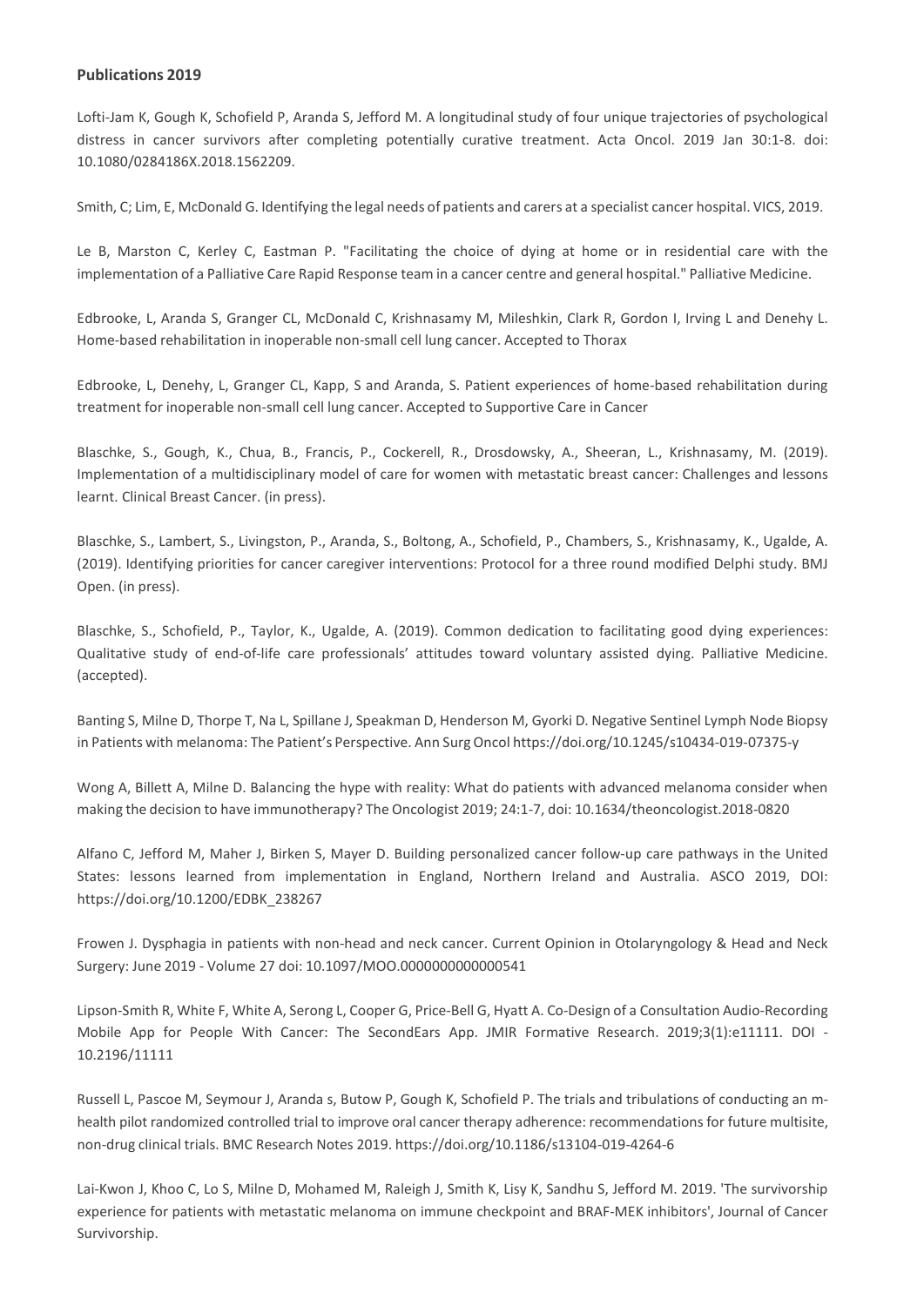**Publications 2019**

Lofti-Jam K, Gough K, Schofield P, Aranda S, Jefford M. A longitudinal study of four unique trajectories of psychological distress in cancer survivors after completing potentially curative treatment. Acta Oncol. 2019 Jan 30:1-8. doi: 10.1080/0284186X.2018.1562209.

Smith, C; Lim, E, McDonald G. Identifying the legal needs of patients and carers at a specialist cancer hospital. VICS, 2019.

Le B, Marston C, Kerley C, Eastman P. "Facilitating the choice of dying at home or in residential care with the implementation of a Palliative Care Rapid Response team in a cancer centre and general hospital." Palliative Medicine.

Edbrooke, L, Aranda S, Granger CL, McDonald C, Krishnasamy M, Mileshkin, Clark R, Gordon I, Irving L and Denehy L. Home-based rehabilitation in inoperable non-small cell lung cancer. Accepted to Thorax

Edbrooke, L, Denehy, L, Granger CL, Kapp, S and Aranda, S. Patient experiences of home-based rehabilitation during treatment for inoperable non-small cell lung cancer. Accepted to Supportive Care in Cancer

Blaschke, S., Gough, K., Chua, B., Francis, P., Cockerell, R., Drosdowsky, A., Sheeran, L., Krishnasamy, M. (2019). Implementation of a multidisciplinary model of care for women with metastatic breast cancer: Challenges and lessons learnt. Clinical Breast Cancer. (in press).

Blaschke, S., Lambert, S., Livingston, P., Aranda, S., Boltong, A., Schofield, P., Chambers, S., Krishnasamy, K., Ugalde, A. (2019). Identifying priorities for cancer caregiver interventions: Protocol for a three round modified Delphi study. BMJ Open. (in press).

Blaschke, S., Schofield, P., Taylor, K., Ugalde, A. (2019). Common dedication to facilitating good dying experiences: Qualitative study of end-of-life care professionals' attitudes toward voluntary assisted dying. Palliative Medicine. (accepted).

Banting S, Milne D, Thorpe T, Na L, Spillane J, Speakman D, Henderson M, Gyorki D. Negative Sentinel Lymph Node Biopsy in Patients with melanoma: The Patient's Perspective. Ann Surg Oncol https://doi.org/10.1245/s10434-019-07375-y

Wong A, Billett A, Milne D. Balancing the hype with reality: What do patients with advanced melanoma consider when making the decision to have immunotherapy? The Oncologist 2019; 24:1-7, doi: 10.1634/theoncologist.2018-0820

Alfano C, Jefford M, Maher J, Birken S, Mayer D. Building personalized cancer follow-up care pathways in the United States: lessons learned from implementation in England, Northern Ireland and Australia. ASCO 2019, DOI: https://doi.org/10.1200/EDBK_238267

Frowen J. Dysphagia in patients with non-head and neck cancer. Current Opinion in Otolaryngology & Head and Neck Surgery: June 2019 - Volume 27 doi: 10.1097/MOO.0000000000000541

Lipson-Smith R, White F, White A, Serong L, Cooper G, Price-Bell G, Hyatt A. Co-Design of a Consultation Audio-Recording Mobile App for People With Cancer: The SecondEars App. JMIR Formative Research. 2019;3(1):e11111. DOI - 10.2196/11111

Russell L, Pascoe M, Seymour J, Aranda s, Butow P, Gough K, Schofield P. The trials and tribulations of conducting an m-health pilot randomized controlled trial to improve oral cancer therapy adherence: recommendations for future multisite, non-drug clinical trials. BMC Research Notes 2019. https://doi.org/10.1186/s13104-019-4264-6

Lai-Kwon J, Khoo C, Lo S, Milne D, Mohamed M, Raleigh J, Smith K, Lisy K, Sandhu S, Jefford M. 2019. 'The survivorship experience for patients with metastatic melanoma on immune checkpoint and BRAF-MEK inhibitors', Journal of Cancer Survivorship.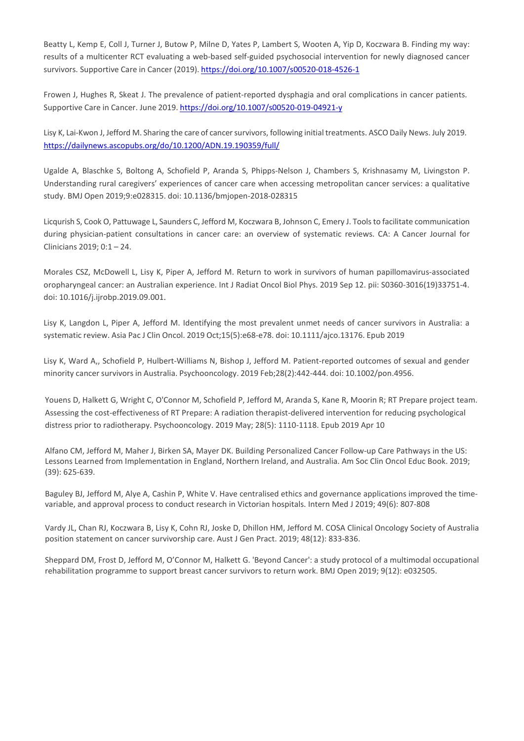Beatty L, Kemp E, Coll J, Turner J, Butow P, Milne D, Yates P, Lambert S, Wooten A, Yip D, Koczwara B. Finding my way: results of a multicenter RCT evaluating a web-based self-guided psychosocial intervention for newly diagnosed cancer survivors. Supportive Care in Cancer (2019). https://doi.org/10.1007/s00520-018-4526-1

Frowen J, Hughes R, Skeat J. The prevalence of patient-reported dysphagia and oral complications in cancer patients. Supportive Care in Cancer. June 2019. https://doi.org/10.1007/s00520-019-04921-y

Lisy K, Lai-Kwon J, Jefford M. Sharing the care of cancer survivors, following initial treatments. ASCO Daily News. July 2019. https://dailynews.ascopubs.org/do/10.1200/ADN.19.190359/full/

Ugalde A, Blaschke S, Boltong A, Schofield P, Aranda S, Phipps-Nelson J, Chambers S, Krishnasamy M, Livingston P. Understanding rural caregivers' experiences of cancer care when accessing metropolitan cancer services: a qualitative study. BMJ Open 2019;9:e028315. doi: 10.1136/bmjopen-2018-028315

Licqurish S, Cook O, Pattuwage L, Saunders C, Jefford M, Koczwara B, Johnson C, Emery J. Tools to facilitate communication during physician-patient consultations in cancer care: an overview of systematic reviews. CA: A Cancer Journal for Clinicians 2019; 0:1 – 24.

Morales CSZ, McDowell L, Lisy K, Piper A, Jefford M. Return to work in survivors of human papillomavirus-associated oropharyngeal cancer: an Australian experience. Int J Radiat Oncol Biol Phys. 2019 Sep 12. pii: S0360-3016(19)33751-4. doi: 10.1016/j.ijrobp.2019.09.001.

Lisy K, Langdon L, Piper A, Jefford M. Identifying the most prevalent unmet needs of cancer survivors in Australia: a systematic review. Asia Pac J Clin Oncol. 2019 Oct;15(5):e68-e78. doi: 10.1111/ajco.13176. Epub 2019

Lisy K, Ward A,, Schofield P, Hulbert-Williams N, Bishop J, Jefford M. Patient-reported outcomes of sexual and gender minority cancer survivors in Australia. Psychooncology. 2019 Feb;28(2):442-444. doi: 10.1002/pon.4956.

Youens D, Halkett G, Wright C, O'Connor M, Schofield P, Jefford M, Aranda S, Kane R, Moorin R; RT Prepare project team. Assessing the cost-effectiveness of RT Prepare: A radiation therapist-delivered intervention for reducing psychological distress prior to radiotherapy. Psychooncology. 2019 May; 28(5): 1110-1118. Epub 2019 Apr 10

Alfano CM, Jefford M, Maher J, Birken SA, Mayer DK. Building Personalized Cancer Follow-up Care Pathways in the US: Lessons Learned from Implementation in England, Northern Ireland, and Australia. Am Soc Clin Oncol Educ Book. 2019; (39): 625-639.

Baguley BJ, Jefford M, Alye A, Cashin P, White V. Have centralised ethics and governance applications improved the time-variable, and approval process to conduct research in Victorian hospitals. Intern Med J 2019; 49(6): 807-808

Vardy JL, Chan RJ, Koczwara B, Lisy K, Cohn RJ, Joske D, Dhillon HM, Jefford M. COSA Clinical Oncology Society of Australia position statement on cancer survivorship care. Aust J Gen Pract. 2019; 48(12): 833-836.

Sheppard DM, Frost D, Jefford M, O'Connor M, Halkett G. 'Beyond Cancer': a study protocol of a multimodal occupational rehabilitation programme to support breast cancer survivors to return work. BMJ Open 2019; 9(12): e032505.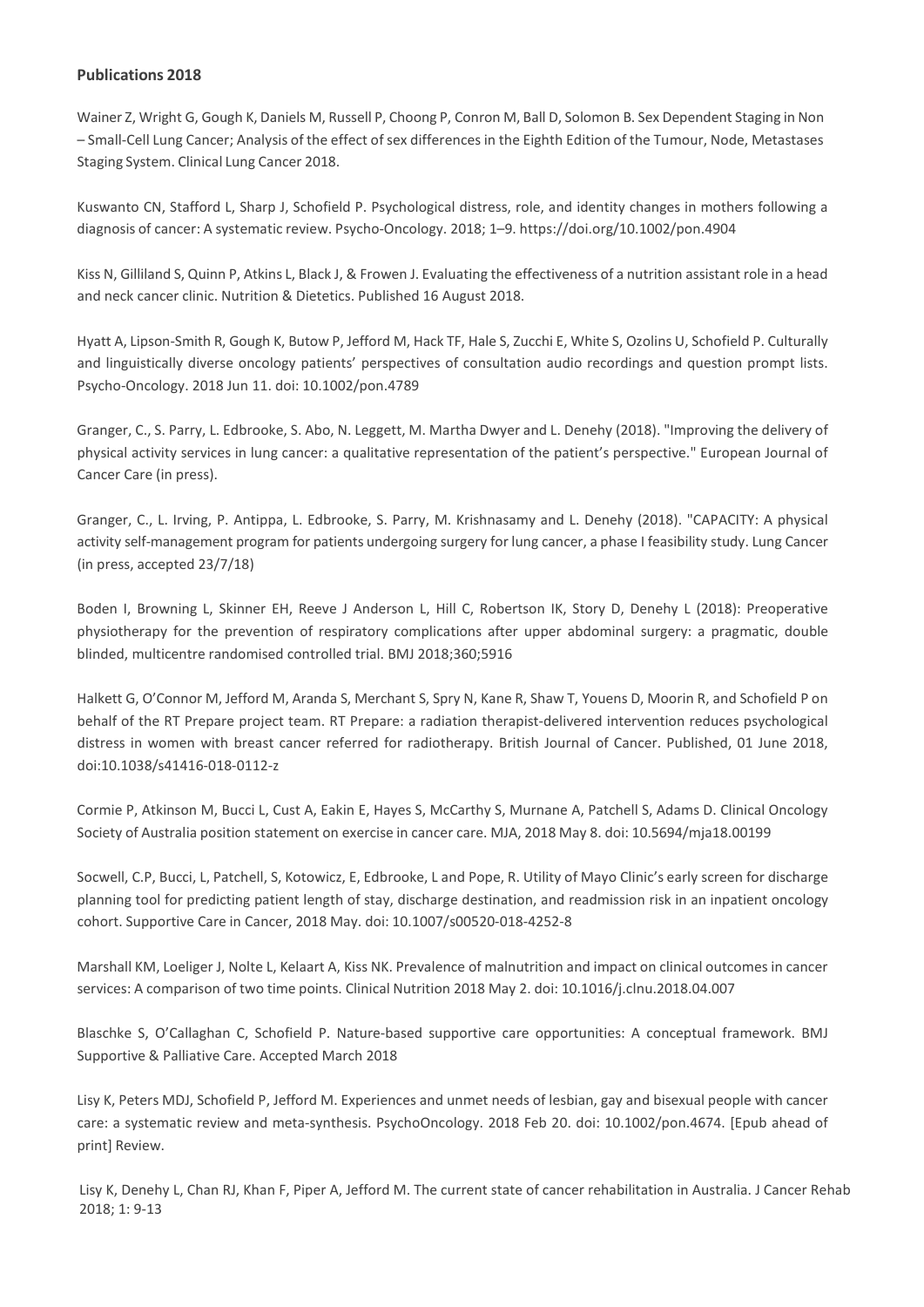**Publications 2018**

Wainer Z, Wright G, Gough K, Daniels M, Russell P, Choong P, Conron M, Ball D, Solomon B. Sex Dependent Staging in Non – Small-Cell Lung Cancer; Analysis of the effect of sex differences in the Eighth Edition of the Tumour, Node, Metastases Staging System. Clinical Lung Cancer 2018.

Kuswanto CN, Stafford L, Sharp J, Schofield P. Psychological distress, role, and identity changes in mothers following a diagnosis of cancer: A systematic review. Psycho-Oncology. 2018; 1–9. https://doi.org/10.1002/pon.4904

Kiss N, Gilliland S, Quinn P, Atkins L, Black J, & Frowen J. Evaluating the effectiveness of a nutrition assistant role in a head and neck cancer clinic. Nutrition & Dietetics. Published 16 August 2018.

Hyatt A, Lipson-Smith R, Gough K, Butow P, Jefford M, Hack TF, Hale S, Zucchi E, White S, Ozolins U, Schofield P. Culturally and linguistically diverse oncology patients' perspectives of consultation audio recordings and question prompt lists. Psycho-Oncology. 2018 Jun 11. doi: 10.1002/pon.4789

Granger, C., S. Parry, L. Edbrooke, S. Abo, N. Leggett, M. Martha Dwyer and L. Denehy (2018). "Improving the delivery of physical activity services in lung cancer: a qualitative representation of the patient's perspective." European Journal of Cancer Care (in press).

Granger, C., L. Irving, P. Antippa, L. Edbrooke, S. Parry, M. Krishnasamy and L. Denehy (2018). "CAPACITY: A physical activity self-management program for patients undergoing surgery for lung cancer, a phase I feasibility study. Lung Cancer (in press, accepted 23/7/18)

Boden I, Browning L, Skinner EH, Reeve J Anderson L, Hill C, Robertson IK, Story D, Denehy L (2018): Preoperative physiotherapy for the prevention of respiratory complications after upper abdominal surgery: a pragmatic, double blinded, multicentre randomised controlled trial. BMJ 2018;360;5916

Halkett G, O'Connor M, Jefford M, Aranda S, Merchant S, Spry N, Kane R, Shaw T, Youens D, Moorin R, and Schofield P on behalf of the RT Prepare project team. RT Prepare: a radiation therapist-delivered intervention reduces psychological distress in women with breast cancer referred for radiotherapy. British Journal of Cancer. Published, 01 June 2018, doi:10.1038/s41416-018-0112-z

Cormie P, Atkinson M, Bucci L, Cust A, Eakin E, Hayes S, McCarthy S, Murnane A, Patchell S, Adams D. Clinical Oncology Society of Australia position statement on exercise in cancer care. MJA, 2018 May 8. doi: 10.5694/mja18.00199

Socwell, C.P, Bucci, L, Patchell, S, Kotowicz, E, Edbrooke, L and Pope, R. Utility of Mayo Clinic's early screen for discharge planning tool for predicting patient length of stay, discharge destination, and readmission risk in an inpatient oncology cohort. Supportive Care in Cancer, 2018 May. doi: 10.1007/s00520-018-4252-8

Marshall KM, Loeliger J, Nolte L, Kelaart A, Kiss NK. Prevalence of malnutrition and impact on clinical outcomes in cancer services: A comparison of two time points. Clinical Nutrition 2018 May 2. doi: 10.1016/j.clnu.2018.04.007

Blaschke S, O'Callaghan C, Schofield P. Nature-based supportive care opportunities: A conceptual framework. BMJ Supportive & Palliative Care. Accepted March 2018

Lisy K, Peters MDJ, Schofield P, Jefford M. Experiences and unmet needs of lesbian, gay and bisexual people with cancer care: a systematic review and meta-synthesis. PsychoOncology. 2018 Feb 20. doi: 10.1002/pon.4674. [Epub ahead of print] Review.

Lisy K, Denehy L, Chan RJ, Khan F, Piper A, Jefford M. The current state of cancer rehabilitation in Australia. J Cancer Rehab 2018; 1: 9-13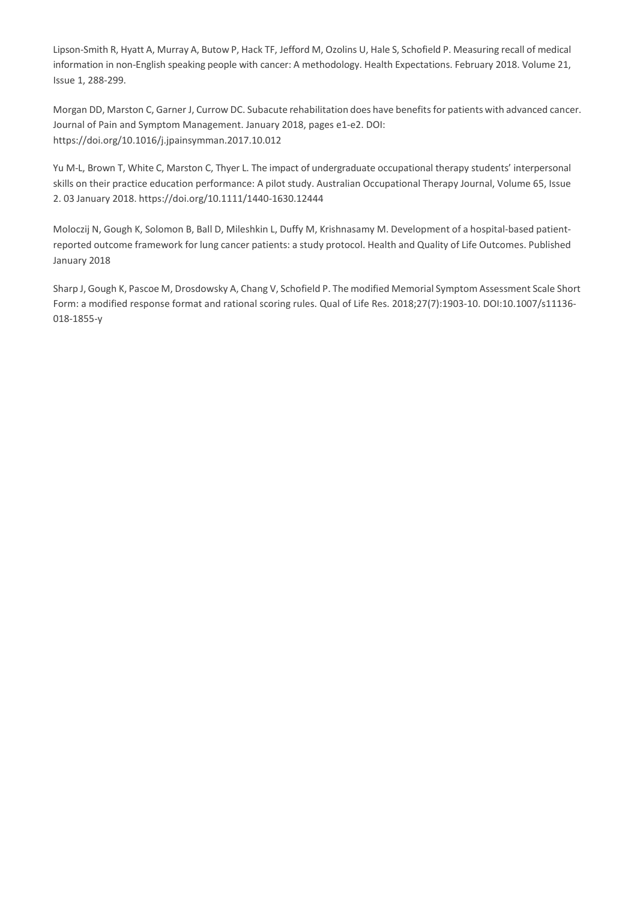Lipson-Smith R, Hyatt A, Murray A, Butow P, Hack TF, Jefford M, Ozolins U, Hale S, Schofield P. Measuring recall of medical information in non-English speaking people with cancer: A methodology. Health Expectations. February 2018. Volume 21, Issue 1, 288-299.

Morgan DD, Marston C, Garner J, Currow DC. Subacute rehabilitation does have benefits for patients with advanced cancer. Journal of Pain and Symptom Management. January 2018, pages e1-e2. DOI: https://doi.org/10.1016/j.jpainsymman.2017.10.012

Yu M-L, Brown T, White C, Marston C, Thyer L. The impact of undergraduate occupational therapy students' interpersonal skills on their practice education performance: A pilot study. Australian Occupational Therapy Journal, Volume 65, Issue 2. 03 January 2018. https://doi.org/10.1111/1440-1630.12444

Moloczij N, Gough K, Solomon B, Ball D, Mileshkin L, Duffy M, Krishnasamy M. Development of a hospital-based patient-reported outcome framework for lung cancer patients: a study protocol. Health and Quality of Life Outcomes. Published January 2018

Sharp J, Gough K, Pascoe M, Drosdowsky A, Chang V, Schofield P. The modified Memorial Symptom Assessment Scale Short Form: a modified response format and rational scoring rules. Qual of Life Res. 2018;27(7):1903-10. DOI:10.1007/s11136-018-1855-y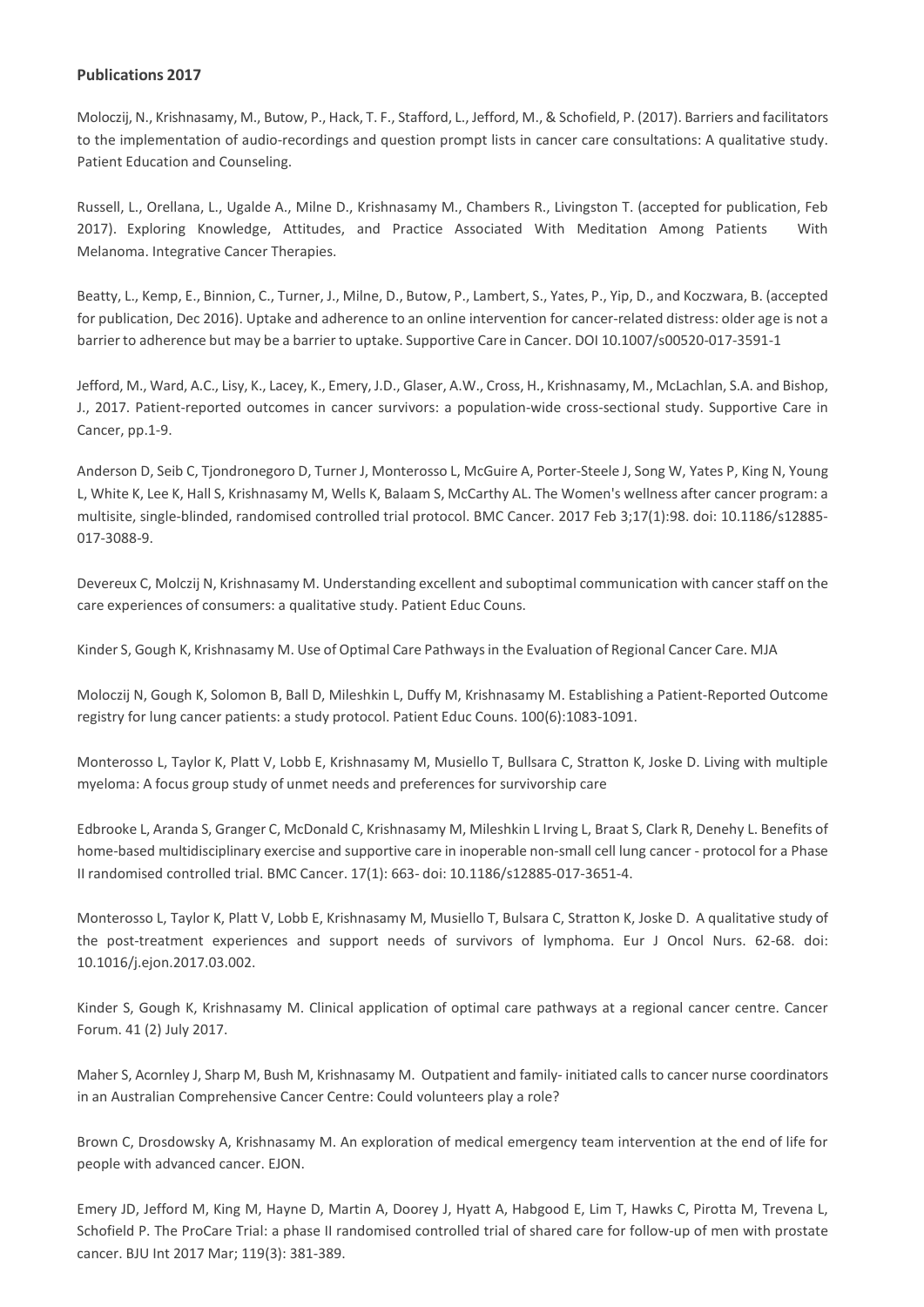**Publications 2017**

Moloczij, N., Krishnasamy, M., Butow, P., Hack, T. F., Stafford, L., Jefford, M., & Schofield, P. (2017). Barriers and facilitators to the implementation of audio-recordings and question prompt lists in cancer care consultations: A qualitative study. Patient Education and Counseling.

Russell, L., Orellana, L., Ugalde A., Milne D., Krishnasamy M., Chambers R., Livingston T. (accepted for publication, Feb 2017). Exploring Knowledge, Attitudes, and Practice Associated With Meditation Among Patients With Melanoma. Integrative Cancer Therapies.

Beatty, L., Kemp, E., Binnion, C., Turner, J., Milne, D., Butow, P., Lambert, S., Yates, P., Yip, D., and Koczwara, B. (accepted for publication, Dec 2016). Uptake and adherence to an online intervention for cancer-related distress: older age is not a barrier to adherence but may be a barrier to uptake. Supportive Care in Cancer. DOI 10.1007/s00520-017-3591-1

Jefford, M., Ward, A.C., Lisy, K., Lacey, K., Emery, J.D., Glaser, A.W., Cross, H., Krishnasamy, M., McLachlan, S.A. and Bishop, J., 2017. Patient-reported outcomes in cancer survivors: a population-wide cross-sectional study. Supportive Care in Cancer, pp.1-9.

Anderson D, Seib C, Tjondronegoro D, Turner J, Monterosso L, McGuire A, Porter-Steele J, Song W, Yates P, King N, Young L, White K, Lee K, Hall S, Krishnasamy M, Wells K, Balaam S, McCarthy AL. The Women's wellness after cancer program: a multisite, single-blinded, randomised controlled trial protocol. BMC Cancer. 2017 Feb 3;17(1):98. doi: 10.1186/s12885-017-3088-9.

Devereux C, Molczij N, Krishnasamy M. Understanding excellent and suboptimal communication with cancer staff on the care experiences of consumers: a qualitative study. Patient Educ Couns.

Kinder S, Gough K, Krishnasamy M. Use of Optimal Care Pathways in the Evaluation of Regional Cancer Care. MJA

Moloczij N, Gough K, Solomon B, Ball D, Mileshkin L, Duffy M, Krishnasamy M. Establishing a Patient-Reported Outcome registry for lung cancer patients: a study protocol. Patient Educ Couns. 100(6):1083-1091.

Monterosso L, Taylor K, Platt V, Lobb E, Krishnasamy M, Musiello T, Bullsara C, Stratton K, Joske D. Living with multiple myeloma: A focus group study of unmet needs and preferences for survivorship care

Edbrooke L, Aranda S, Granger C, McDonald C, Krishnasamy M, Mileshkin L Irving L, Braat S, Clark R, Denehy L. Benefits of home-based multidisciplinary exercise and supportive care in inoperable non-small cell lung cancer - protocol for a Phase II randomised controlled trial. BMC Cancer. 17(1): 663- doi: 10.1186/s12885-017-3651-4.

Monterosso L, Taylor K, Platt V, Lobb E, Krishnasamy M, Musiello T, Bulsara C, Stratton K, Joske D. A qualitative study of the post-treatment experiences and support needs of survivors of lymphoma. Eur J Oncol Nurs. 62-68. doi: 10.1016/j.ejon.2017.03.002.

Kinder S, Gough K, Krishnasamy M. Clinical application of optimal care pathways at a regional cancer centre. Cancer Forum. 41 (2) July 2017.

Maher S, Acornley J, Sharp M, Bush M, Krishnasamy M. Outpatient and family- initiated calls to cancer nurse coordinators in an Australian Comprehensive Cancer Centre: Could volunteers play a role?

Brown C, Drosdowsky A, Krishnasamy M. An exploration of medical emergency team intervention at the end of life for people with advanced cancer. EJON.

Emery JD, Jefford M, King M, Hayne D, Martin A, Doorey J, Hyatt A, Habgood E, Lim T, Hawks C, Pirotta M, Trevena L, Schofield P. The ProCare Trial: a phase II randomised controlled trial of shared care for follow-up of men with prostate cancer. BJU Int 2017 Mar; 119(3): 381-389.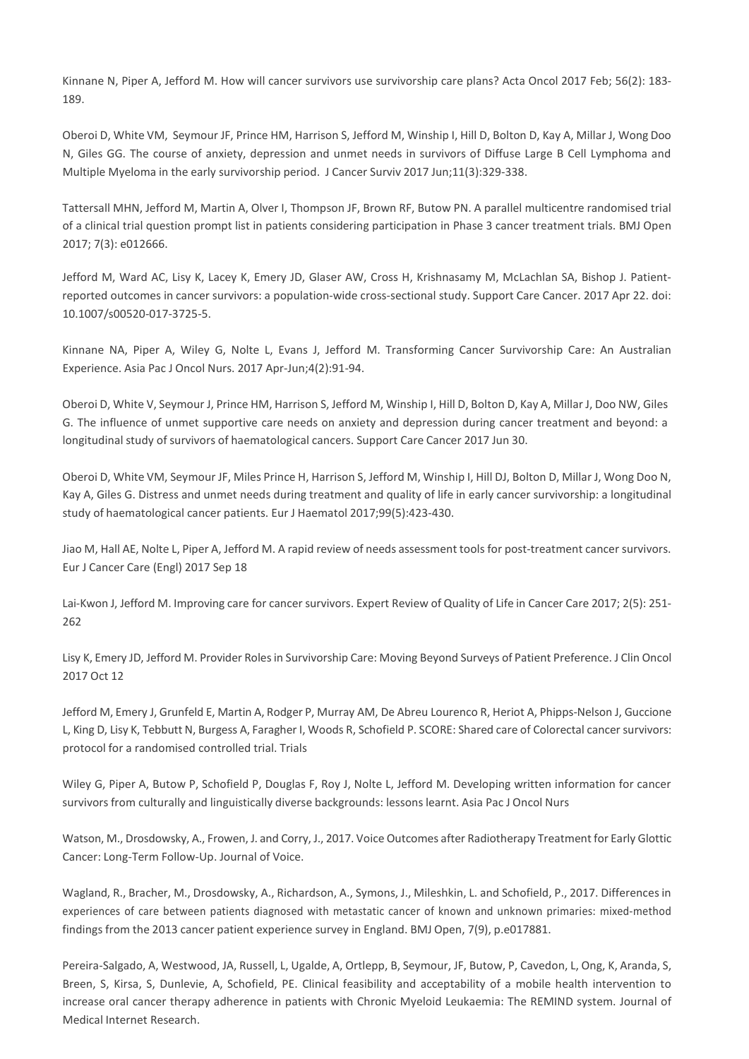Kinnane N, Piper A, Jefford M. How will cancer survivors use survivorship care plans? Acta Oncol 2017 Feb; 56(2): 183-189.

Oberoi D, White VM, Seymour JF, Prince HM, Harrison S, Jefford M, Winship I, Hill D, Bolton D, Kay A, Millar J, Wong Doo N, Giles GG. The course of anxiety, depression and unmet needs in survivors of Diffuse Large B Cell Lymphoma and Multiple Myeloma in the early survivorship period. J Cancer Surviv 2017 Jun;11(3):329-338.

Tattersall MHN, Jefford M, Martin A, Olver I, Thompson JF, Brown RF, Butow PN. A parallel multicentre randomised trial of a clinical trial question prompt list in patients considering participation in Phase 3 cancer treatment trials. BMJ Open 2017; 7(3): e012666.

Jefford M, Ward AC, Lisy K, Lacey K, Emery JD, Glaser AW, Cross H, Krishnasamy M, McLachlan SA, Bishop J. Patient-reported outcomes in cancer survivors: a population-wide cross-sectional study. Support Care Cancer. 2017 Apr 22. doi: 10.1007/s00520-017-3725-5.

Kinnane NA, Piper A, Wiley G, Nolte L, Evans J, Jefford M. Transforming Cancer Survivorship Care: An Australian Experience. Asia Pac J Oncol Nurs. 2017 Apr-Jun;4(2):91-94.

Oberoi D, White V, Seymour J, Prince HM, Harrison S, Jefford M, Winship I, Hill D, Bolton D, Kay A, Millar J, Doo NW, Giles G. The influence of unmet supportive care needs on anxiety and depression during cancer treatment and beyond: a longitudinal study of survivors of haematological cancers. Support Care Cancer 2017 Jun 30.

Oberoi D, White VM, Seymour JF, Miles Prince H, Harrison S, Jefford M, Winship I, Hill DJ, Bolton D, Millar J, Wong Doo N, Kay A, Giles G. Distress and unmet needs during treatment and quality of life in early cancer survivorship: a longitudinal study of haematological cancer patients. Eur J Haematol 2017;99(5):423-430.

Jiao M, Hall AE, Nolte L, Piper A, Jefford M. A rapid review of needs assessment tools for post-treatment cancer survivors. Eur J Cancer Care (Engl) 2017 Sep 18

Lai-Kwon J, Jefford M. Improving care for cancer survivors. Expert Review of Quality of Life in Cancer Care 2017; 2(5): 251-262

Lisy K, Emery JD, Jefford M. Provider Roles in Survivorship Care: Moving Beyond Surveys of Patient Preference. J Clin Oncol 2017 Oct 12

Jefford M, Emery J, Grunfeld E, Martin A, Rodger P, Murray AM, De Abreu Lourenco R, Heriot A, Phipps-Nelson J, Guccione L, King D, Lisy K, Tebbutt N, Burgess A, Faragher I, Woods R, Schofield P. SCORE: Shared care of Colorectal cancer survivors: protocol for a randomised controlled trial. Trials

Wiley G, Piper A, Butow P, Schofield P, Douglas F, Roy J, Nolte L, Jefford M. Developing written information for cancer survivors from culturally and linguistically diverse backgrounds: lessons learnt. Asia Pac J Oncol Nurs

Watson, M., Drosdowsky, A., Frowen, J. and Corry, J., 2017. Voice Outcomes after Radiotherapy Treatment for Early Glottic Cancer: Long-Term Follow-Up. Journal of Voice.

Wagland, R., Bracher, M., Drosdowsky, A., Richardson, A., Symons, J., Mileshkin, L. and Schofield, P., 2017. Differences in experiences of care between patients diagnosed with metastatic cancer of known and unknown primaries: mixed-method findings from the 2013 cancer patient experience survey in England. BMJ Open, 7(9), p.e017881.

Pereira-Salgado, A, Westwood, JA, Russell, L, Ugalde, A, Ortlepp, B, Seymour, JF, Butow, P, Cavedon, L, Ong, K, Aranda, S, Breen, S, Kirsa, S, Dunlevie, A, Schofield, PE. Clinical feasibility and acceptability of a mobile health intervention to increase oral cancer therapy adherence in patients with Chronic Myeloid Leukaemia: The REMIND system. Journal of Medical Internet Research.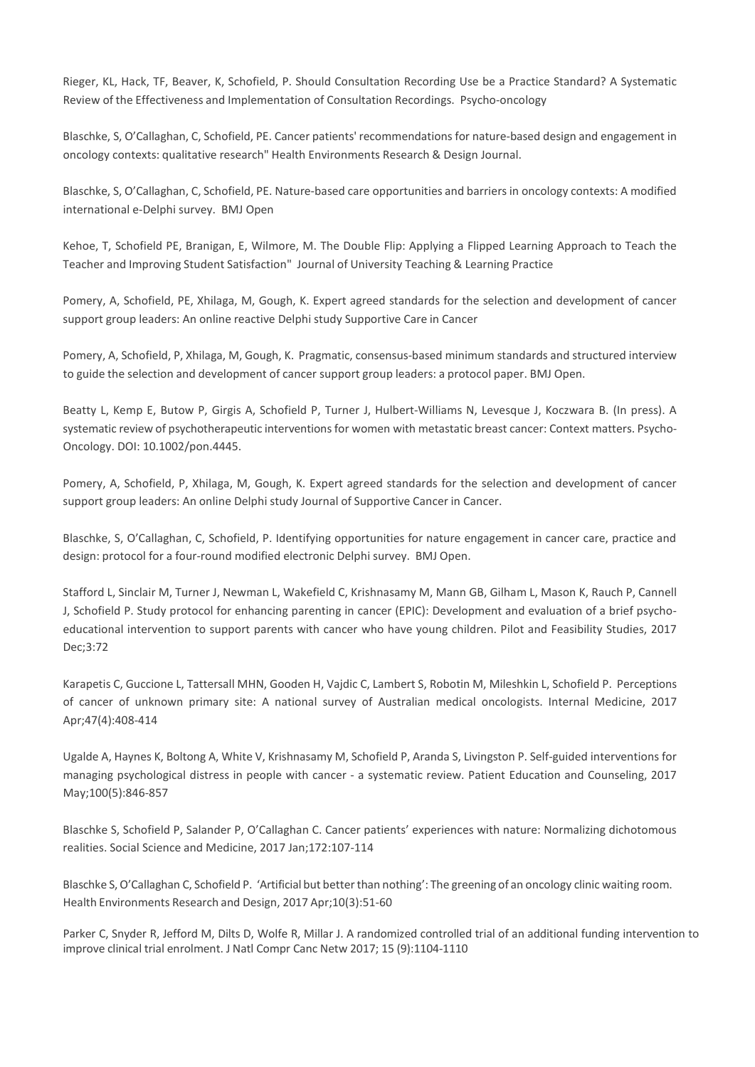Rieger, KL, Hack, TF, Beaver, K, Schofield, P. Should Consultation Recording Use be a Practice Standard? A Systematic Review of the Effectiveness and Implementation of Consultation Recordings. Psycho-oncology

Blaschke, S, O'Callaghan, C, Schofield, PE. Cancer patients' recommendations for nature-based design and engagement in oncology contexts: qualitative research" Health Environments Research & Design Journal.

Blaschke, S, O'Callaghan, C, Schofield, PE. Nature-based care opportunities and barriers in oncology contexts: A modified international e-Delphi survey. BMJ Open

Kehoe, T, Schofield PE, Branigan, E, Wilmore, M. The Double Flip: Applying a Flipped Learning Approach to Teach the Teacher and Improving Student Satisfaction" Journal of University Teaching & Learning Practice

Pomery, A, Schofield, PE, Xhilaga, M, Gough, K. Expert agreed standards for the selection and development of cancer support group leaders: An online reactive Delphi study Supportive Care in Cancer

Pomery, A, Schofield, P, Xhilaga, M, Gough, K. Pragmatic, consensus-based minimum standards and structured interview to guide the selection and development of cancer support group leaders: a protocol paper. BMJ Open.

Beatty L, Kemp E, Butow P, Girgis A, Schofield P, Turner J, Hulbert-Williams N, Levesque J, Koczwara B. (In press). A systematic review of psychotherapeutic interventions for women with metastatic breast cancer: Context matters. Psycho-Oncology. DOI: 10.1002/pon.4445.

Pomery, A, Schofield, P, Xhilaga, M, Gough, K. Expert agreed standards for the selection and development of cancer support group leaders: An online Delphi study Journal of Supportive Cancer in Cancer.

Blaschke, S, O'Callaghan, C, Schofield, P. Identifying opportunities for nature engagement in cancer care, practice and design: protocol for a four-round modified electronic Delphi survey. BMJ Open.

Stafford L, Sinclair M, Turner J, Newman L, Wakefield C, Krishnasamy M, Mann GB, Gilham L, Mason K, Rauch P, Cannell J, Schofield P. Study protocol for enhancing parenting in cancer (EPIC): Development and evaluation of a brief psycho-educational intervention to support parents with cancer who have young children. Pilot and Feasibility Studies, 2017 Dec;3:72

Karapetis C, Guccione L, Tattersall MHN, Gooden H, Vajdic C, Lambert S, Robotin M, Mileshkin L, Schofield P. Perceptions of cancer of unknown primary site: A national survey of Australian medical oncologists. Internal Medicine, 2017 Apr;47(4):408-414

Ugalde A, Haynes K, Boltong A, White V, Krishnasamy M, Schofield P, Aranda S, Livingston P. Self-guided interventions for managing psychological distress in people with cancer - a systematic review. Patient Education and Counseling, 2017 May;100(5):846-857

Blaschke S, Schofield P, Salander P, O'Callaghan C. Cancer patients' experiences with nature: Normalizing dichotomous realities. Social Science and Medicine, 2017 Jan;172:107-114

Blaschke S, O'Callaghan C, Schofield P. 'Artificial but better than nothing': The greening of an oncology clinic waiting room. Health Environments Research and Design, 2017 Apr;10(3):51-60

Parker C, Snyder R, Jefford M, Dilts D, Wolfe R, Millar J. A randomized controlled trial of an additional funding intervention to improve clinical trial enrolment. J Natl Compr Canc Netw 2017; 15 (9):1104-1110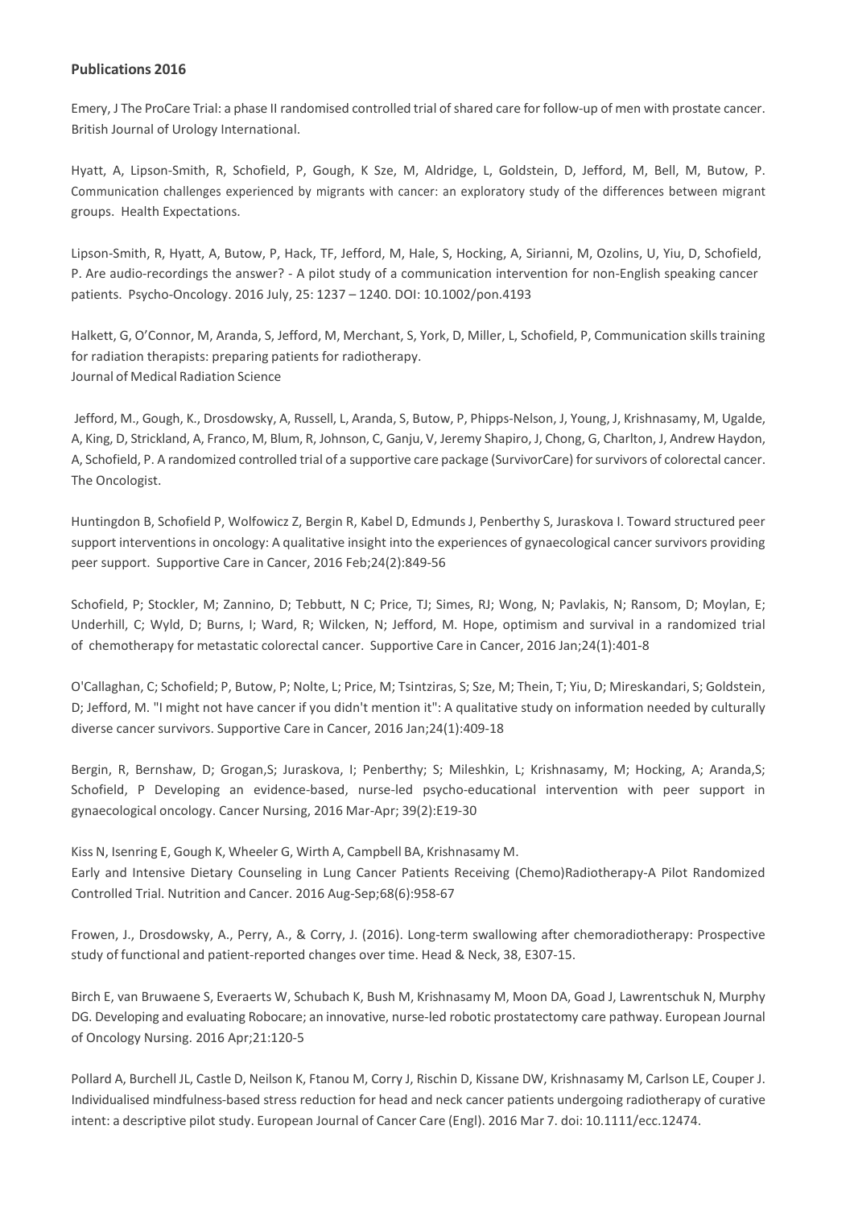**Publications 2016**

Emery, J The ProCare Trial: a phase II randomised controlled trial of shared care for follow-up of men with prostate cancer. British Journal of Urology International.

Hyatt, A, Lipson-Smith, R, Schofield, P, Gough, K Sze, M, Aldridge, L, Goldstein, D, Jefford, M, Bell, M, Butow, P. Communication challenges experienced by migrants with cancer: an exploratory study of the differences between migrant groups. Health Expectations.

Lipson-Smith, R, Hyatt, A, Butow, P, Hack, TF, Jefford, M, Hale, S, Hocking, A, Sirianni, M, Ozolins, U, Yiu, D, Schofield, P. Are audio-recordings the answer? - A pilot study of a communication intervention for non-English speaking cancer patients. Psycho-Oncology. 2016 July, 25: 1237 – 1240. DOI: 10.1002/pon.4193

Halkett, G, O'Connor, M, Aranda, S, Jefford, M, Merchant, S, York, D, Miller, L, Schofield, P, Communication skills training for radiation therapists: preparing patients for radiotherapy.
Journal of Medical Radiation Science

Jefford, M., Gough, K., Drosdowsky, A, Russell, L, Aranda, S, Butow, P, Phipps-Nelson, J, Young, J, Krishnasamy, M, Ugalde, A, King, D, Strickland, A, Franco, M, Blum, R, Johnson, C, Ganju, V, Jeremy Shapiro, J, Chong, G, Charlton, J, Andrew Haydon, A, Schofield, P. A randomized controlled trial of a supportive care package (SurvivorCare) for survivors of colorectal cancer. The Oncologist.

Huntingdon B, Schofield P, Wolfowicz Z, Bergin R, Kabel D, Edmunds J, Penberthy S, Juraskova I. Toward structured peer support interventions in oncology: A qualitative insight into the experiences of gynaecological cancer survivors providing peer support. Supportive Care in Cancer, 2016 Feb;24(2):849-56

Schofield, P; Stockler, M; Zannino, D; Tebbutt, N C; Price, TJ; Simes, RJ; Wong, N; Pavlakis, N; Ransom, D; Moylan, E; Underhill, C; Wyld, D; Burns, I; Ward, R; Wilcken, N; Jefford, M. Hope, optimism and survival in a randomized trial of chemotherapy for metastatic colorectal cancer. Supportive Care in Cancer, 2016 Jan;24(1):401-8

O'Callaghan, C; Schofield; P, Butow, P; Nolte, L; Price, M; Tsintziras, S; Sze, M; Thein, T; Yiu, D; Mireskandari, S; Goldstein, D; Jefford, M. "I might not have cancer if you didn't mention it": A qualitative study on information needed by culturally diverse cancer survivors. Supportive Care in Cancer, 2016 Jan;24(1):409-18

Bergin, R, Bernshaw, D; Grogan,S; Juraskova, I; Penberthy; S; Mileshkin, L; Krishnasamy, M; Hocking, A; Aranda,S; Schofield, P Developing an evidence-based, nurse-led psycho-educational intervention with peer support in gynaecological oncology. Cancer Nursing, 2016 Mar-Apr; 39(2):E19-30

Kiss N, Isenring E, Gough K, Wheeler G, Wirth A, Campbell BA, Krishnasamy M.
Early and Intensive Dietary Counseling in Lung Cancer Patients Receiving (Chemo)Radiotherapy-A Pilot Randomized Controlled Trial. Nutrition and Cancer. 2016 Aug-Sep;68(6):958-67

Frowen, J., Drosdowsky, A., Perry, A., & Corry, J. (2016). Long-term swallowing after chemoradiotherapy: Prospective study of functional and patient-reported changes over time. Head & Neck, 38, E307-15.

Birch E, van Bruwaene S, Everaerts W, Schubach K, Bush M, Krishnasamy M, Moon DA, Goad J, Lawrentschuk N, Murphy DG. Developing and evaluating Robocare; an innovative, nurse-led robotic prostatectomy care pathway. European Journal of Oncology Nursing. 2016 Apr;21:120-5

Pollard A, Burchell JL, Castle D, Neilson K, Ftanou M, Corry J, Rischin D, Kissane DW, Krishnasamy M, Carlson LE, Couper J. Individualised mindfulness-based stress reduction for head and neck cancer patients undergoing radiotherapy of curative intent: a descriptive pilot study. European Journal of Cancer Care (Engl). 2016 Mar 7. doi: 10.1111/ecc.12474.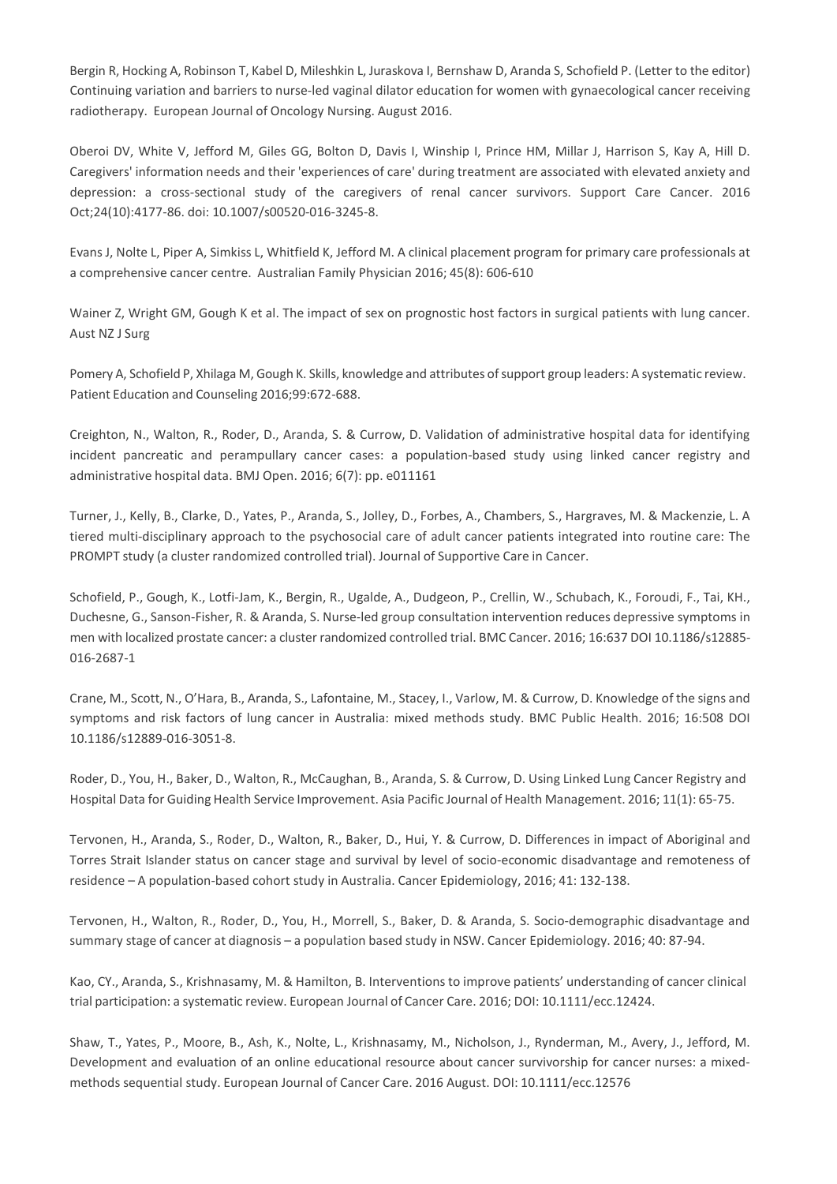Bergin R, Hocking A, Robinson T, Kabel D, Mileshkin L, Juraskova I, Bernshaw D, Aranda S, Schofield P. (Letter to the editor) Continuing variation and barriers to nurse-led vaginal dilator education for women with gynaecological cancer receiving radiotherapy. European Journal of Oncology Nursing. August 2016.

Oberoi DV, White V, Jefford M, Giles GG, Bolton D, Davis I, Winship I, Prince HM, Millar J, Harrison S, Kay A, Hill D. Caregivers' information needs and their 'experiences of care' during treatment are associated with elevated anxiety and depression: a cross-sectional study of the caregivers of renal cancer survivors. Support Care Cancer. 2016 Oct;24(10):4177-86. doi: 10.1007/s00520-016-3245-8.

Evans J, Nolte L, Piper A, Simkiss L, Whitfield K, Jefford M. A clinical placement program for primary care professionals at a comprehensive cancer centre. Australian Family Physician 2016; 45(8): 606-610

Wainer Z, Wright GM, Gough K et al. The impact of sex on prognostic host factors in surgical patients with lung cancer. Aust NZ J Surg

Pomery A, Schofield P, Xhilaga M, Gough K. Skills, knowledge and attributes of support group leaders: A systematic review. Patient Education and Counseling 2016;99:672-688.

Creighton, N., Walton, R., Roder, D., Aranda, S. & Currow, D. Validation of administrative hospital data for identifying incident pancreatic and perampullary cancer cases: a population-based study using linked cancer registry and administrative hospital data. BMJ Open. 2016; 6(7): pp. e011161

Turner, J., Kelly, B., Clarke, D., Yates, P., Aranda, S., Jolley, D., Forbes, A., Chambers, S., Hargraves, M. & Mackenzie, L. A tiered multi-disciplinary approach to the psychosocial care of adult cancer patients integrated into routine care: The PROMPT study (a cluster randomized controlled trial). Journal of Supportive Care in Cancer.

Schofield, P., Gough, K., Lotfi-Jam, K., Bergin, R., Ugalde, A., Dudgeon, P., Crellin, W., Schubach, K., Foroudi, F., Tai, KH., Duchesne, G., Sanson-Fisher, R. & Aranda, S. Nurse-led group consultation intervention reduces depressive symptoms in men with localized prostate cancer: a cluster randomized controlled trial. BMC Cancer. 2016; 16:637 DOI 10.1186/s12885-016-2687-1

Crane, M., Scott, N., O'Hara, B., Aranda, S., Lafontaine, M., Stacey, I., Varlow, M. & Currow, D. Knowledge of the signs and symptoms and risk factors of lung cancer in Australia: mixed methods study. BMC Public Health. 2016; 16:508 DOI 10.1186/s12889-016-3051-8.

Roder, D., You, H., Baker, D., Walton, R., McCaughan, B., Aranda, S. & Currow, D. Using Linked Lung Cancer Registry and Hospital Data for Guiding Health Service Improvement. Asia Pacific Journal of Health Management. 2016; 11(1): 65-75.

Tervonen, H., Aranda, S., Roder, D., Walton, R., Baker, D., Hui, Y. & Currow, D. Differences in impact of Aboriginal and Torres Strait Islander status on cancer stage and survival by level of socio-economic disadvantage and remoteness of residence – A population-based cohort study in Australia. Cancer Epidemiology, 2016; 41: 132-138.

Tervonen, H., Walton, R., Roder, D., You, H., Morrell, S., Baker, D. & Aranda, S. Socio-demographic disadvantage and summary stage of cancer at diagnosis – a population based study in NSW. Cancer Epidemiology. 2016; 40: 87-94.

Kao, CY., Aranda, S., Krishnasamy, M. & Hamilton, B. Interventions to improve patients' understanding of cancer clinical trial participation: a systematic review. European Journal of Cancer Care. 2016; DOI: 10.1111/ecc.12424.

Shaw, T., Yates, P., Moore, B., Ash, K., Nolte, L., Krishnasamy, M., Nicholson, J., Rynderman, M., Avery, J., Jefford, M. Development and evaluation of an online educational resource about cancer survivorship for cancer nurses: a mixed-methods sequential study. European Journal of Cancer Care. 2016 August. DOI: 10.1111/ecc.12576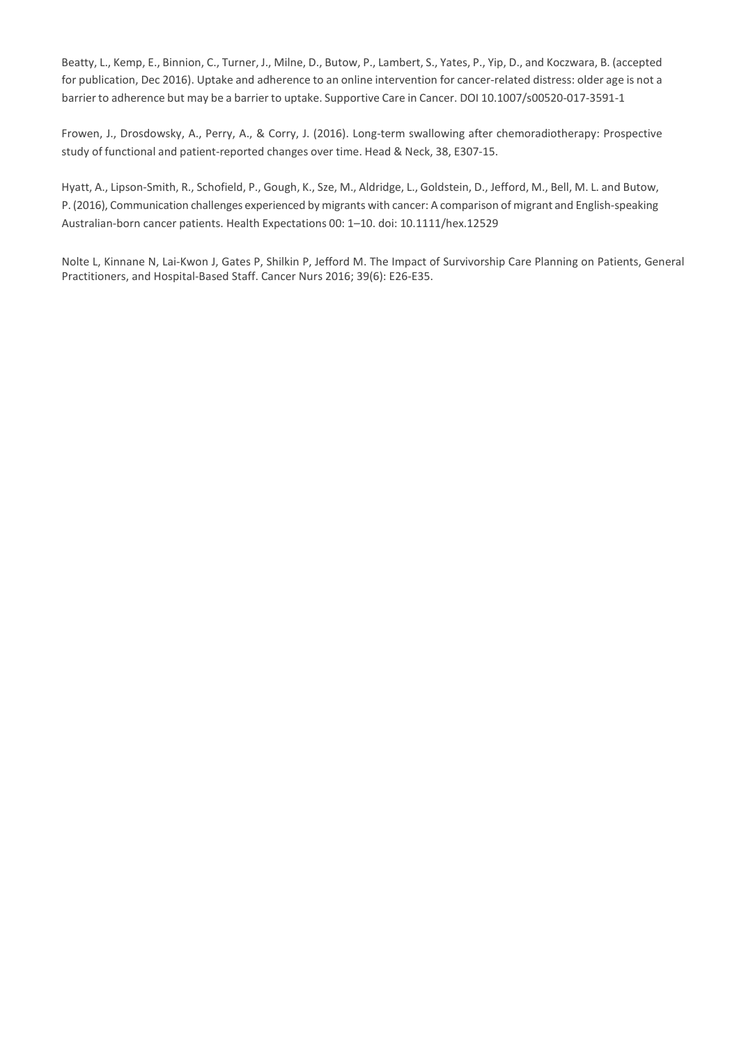Beatty, L., Kemp, E., Binnion, C., Turner, J., Milne, D., Butow, P., Lambert, S., Yates, P., Yip, D., and Koczwara, B. (accepted for publication, Dec 2016). Uptake and adherence to an online intervention for cancer-related distress: older age is not a barrier to adherence but may be a barrier to uptake. Supportive Care in Cancer. DOI 10.1007/s00520-017-3591-1

Frowen, J., Drosdowsky, A., Perry, A., & Corry, J. (2016). Long-term swallowing after chemoradiotherapy: Prospective study of functional and patient-reported changes over time. Head & Neck, 38, E307-15.

Hyatt, A., Lipson-Smith, R., Schofield, P., Gough, K., Sze, M., Aldridge, L., Goldstein, D., Jefford, M., Bell, M. L. and Butow, P. (2016), Communication challenges experienced by migrants with cancer: A comparison of migrant and English-speaking Australian-born cancer patients. Health Expectations 00: 1–10. doi: 10.1111/hex.12529

Nolte L, Kinnane N, Lai-Kwon J, Gates P, Shilkin P, Jefford M. The Impact of Survivorship Care Planning on Patients, General Practitioners, and Hospital-Based Staff. Cancer Nurs 2016; 39(6): E26-E35.